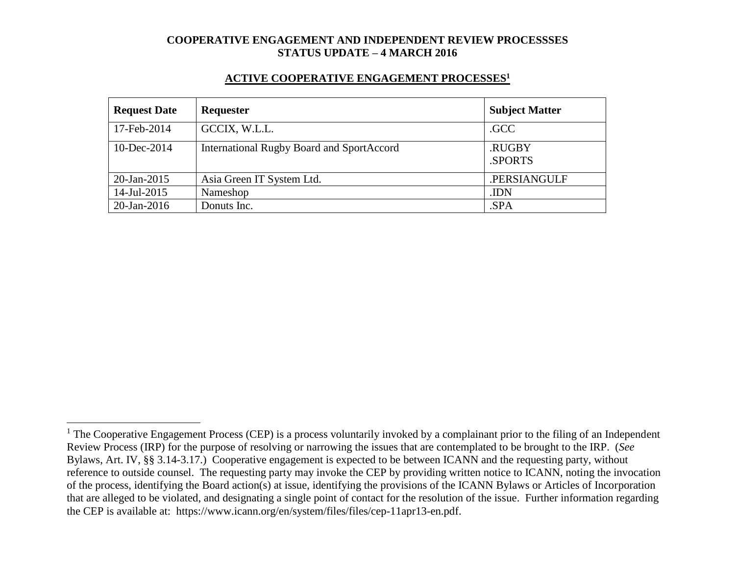**COOPERATIVE ENGAGEMENT AND INDEPENDENT REVIEW PROCESSSES**
**STATUS UPDATE – 4 MARCH 2016**

## ACTIVE COOPERATIVE ENGAGEMENT PROCESSES[1]

| Request Date | Requester | Subject Matter |
|---|---|---|
| 17-Feb-2014 | GCCIX, W.L.L. | .GCC |
| 10-Dec-2014 | International Rugby Board and SportAccord | .RUGBY<br>.SPORTS |
| 20-Jan-2015 | Asia Green IT System Ltd. | .PERSIANGULF |
| 14-Jul-2015 | Nameshop | .IDN |
| 20-Jan-2016 | Donuts Inc. | .SPA |

[1] The Cooperative Engagement Process (CEP) is a process voluntarily invoked by a complainant prior to the filing of an Independent Review Process (IRP) for the purpose of resolving or narrowing the issues that are contemplated to be brought to the IRP. (*See* Bylaws, Art. IV, §§ 3.14-3.17.) Cooperative engagement is expected to be between ICANN and the requesting party, without reference to outside counsel. The requesting party may invoke the CEP by providing written notice to ICANN, noting the invocation of the process, identifying the Board action(s) at issue, identifying the provisions of the ICANN Bylaws or Articles of Incorporation that are alleged to be violated, and designating a single point of contact for the resolution of the issue. Further information regarding the CEP is available at: https://www.icann.org/en/system/files/files/cep-11apr13-en.pdf.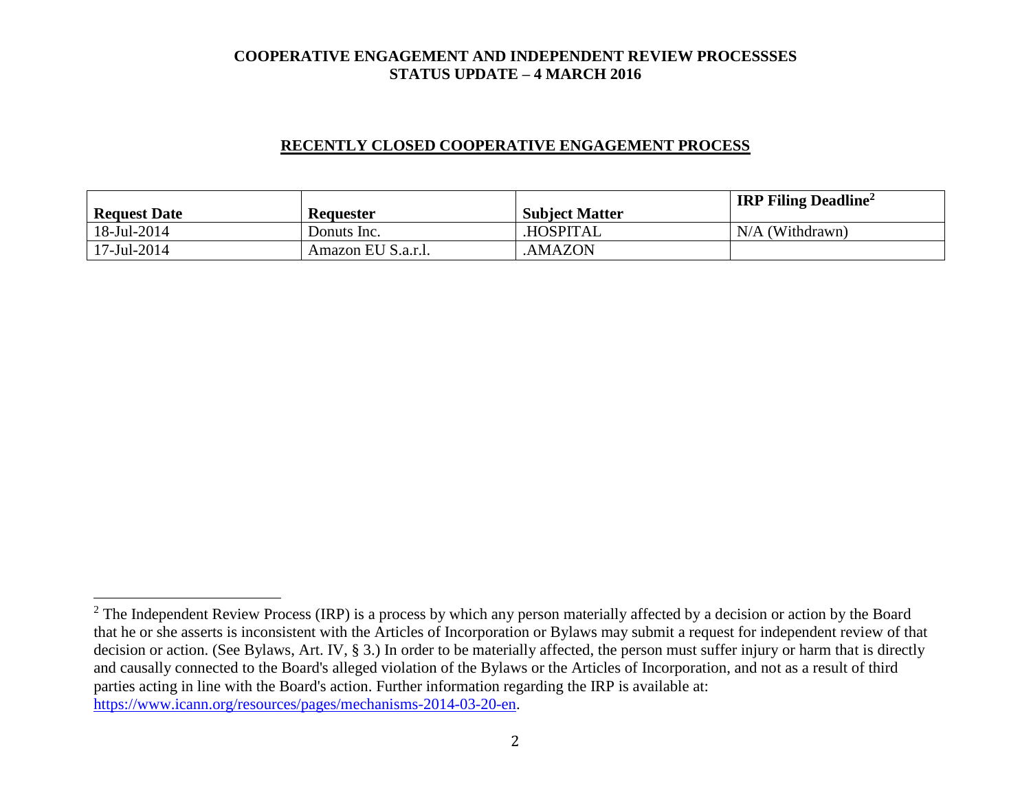**COOPERATIVE ENGAGEMENT AND INDEPENDENT REVIEW PROCESSSES**
**STATUS UPDATE – 4 MARCH 2016**

## RECENTLY CLOSED COOPERATIVE ENGAGEMENT PROCESS

| Request Date | Requester | Subject Matter | IRP Filing Deadline[2] |
|---|---|---|---|
| 18-Jul-2014 | Donuts Inc. | .HOSPITAL | N/A (Withdrawn) |
| 17-Jul-2014 | Amazon EU S.a.r.l. | .AMAZON | |

[2] The Independent Review Process (IRP) is a process by which any person materially affected by a decision or action by the Board that he or she asserts is inconsistent with the Articles of Incorporation or Bylaws may submit a request for independent review of that decision or action. (See Bylaws, Art. IV, § 3.) In order to be materially affected, the person must suffer injury or harm that is directly and causally connected to the Board's alleged violation of the Bylaws or the Articles of Incorporation, and not as a result of third parties acting in line with the Board's action. Further information regarding the IRP is available at: https://www.icann.org/resources/pages/mechanisms-2014-03-20-en.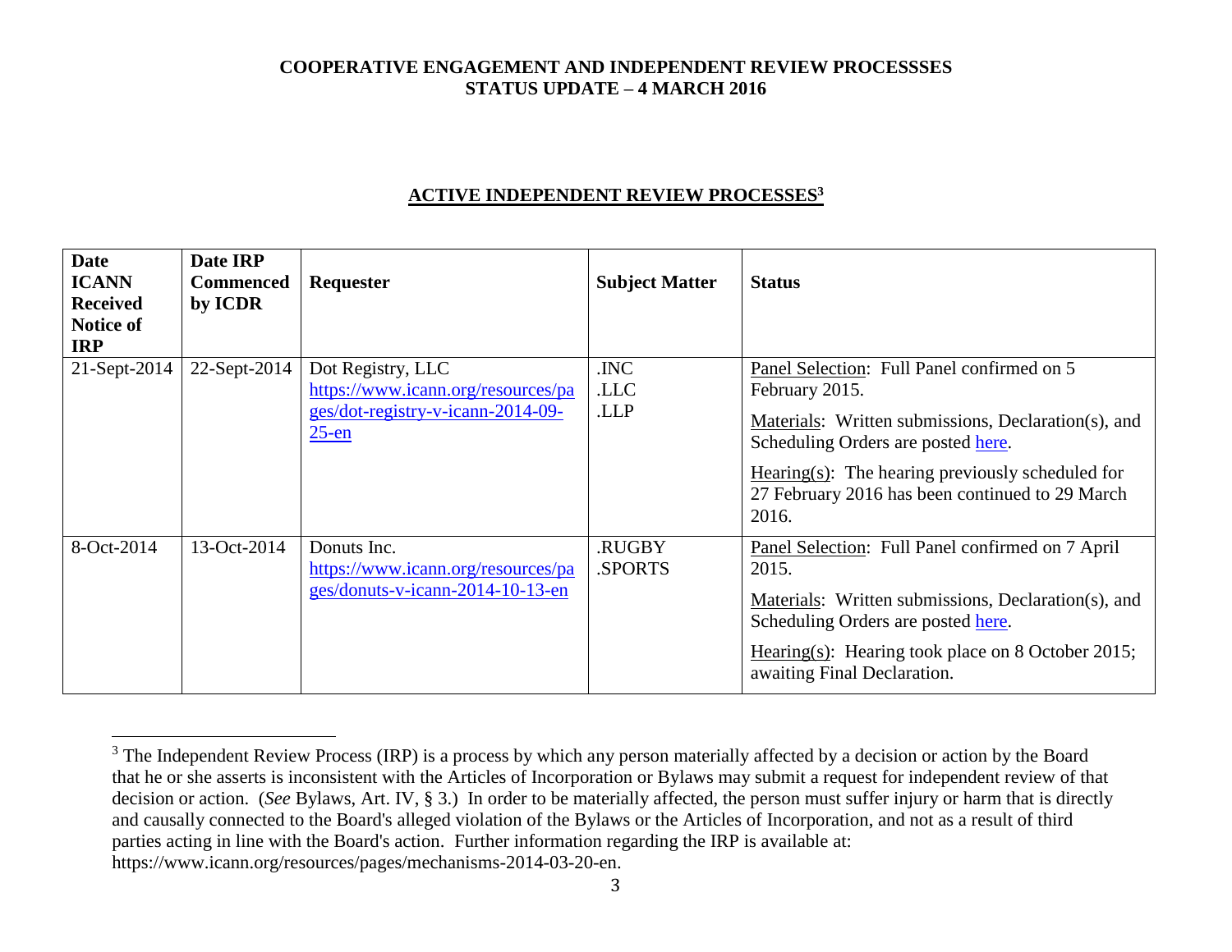**COOPERATIVE ENGAGEMENT AND INDEPENDENT REVIEW PROCESSSES**
**STATUS UPDATE – 4 MARCH 2016**

## ACTIVE INDEPENDENT REVIEW PROCESSES[3]

| Date ICANN Received Notice of IRP | Date IRP Commenced by ICDR | Requester | Subject Matter | Status |
|---|---|---|---|---|
| 21-Sept-2014 | 22-Sept-2014 | Dot Registry, LLC https://www.icann.org/resources/pages/dot-registry-v-icann-2014-09-25-en | .INC .LLC .LLP | Panel Selection: Full Panel confirmed on 5 February 2015. <br> Materials: Written submissions, Declaration(s), and Scheduling Orders are posted here. <br> Hearing(s): The hearing previously scheduled for 27 February 2016 has been continued to 29 March 2016. |
| 8-Oct-2014 | 13-Oct-2014 | Donuts Inc. https://www.icann.org/resources/pages/donuts-v-icann-2014-10-13-en | .RUGBY .SPORTS | Panel Selection: Full Panel confirmed on 7 April 2015. <br> Materials: Written submissions, Declaration(s), and Scheduling Orders are posted here. <br> Hearing(s): Hearing took place on 8 October 2015; awaiting Final Declaration. |

[3] The Independent Review Process (IRP) is a process by which any person materially affected by a decision or action by the Board that he or she asserts is inconsistent with the Articles of Incorporation or Bylaws may submit a request for independent review of that decision or action. (*See* Bylaws, Art. IV, § 3.) In order to be materially affected, the person must suffer injury or harm that is directly and causally connected to the Board's alleged violation of the Bylaws or the Articles of Incorporation, and not as a result of third parties acting in line with the Board's action. Further information regarding the IRP is available at: https://www.icann.org/resources/pages/mechanisms-2014-03-20-en.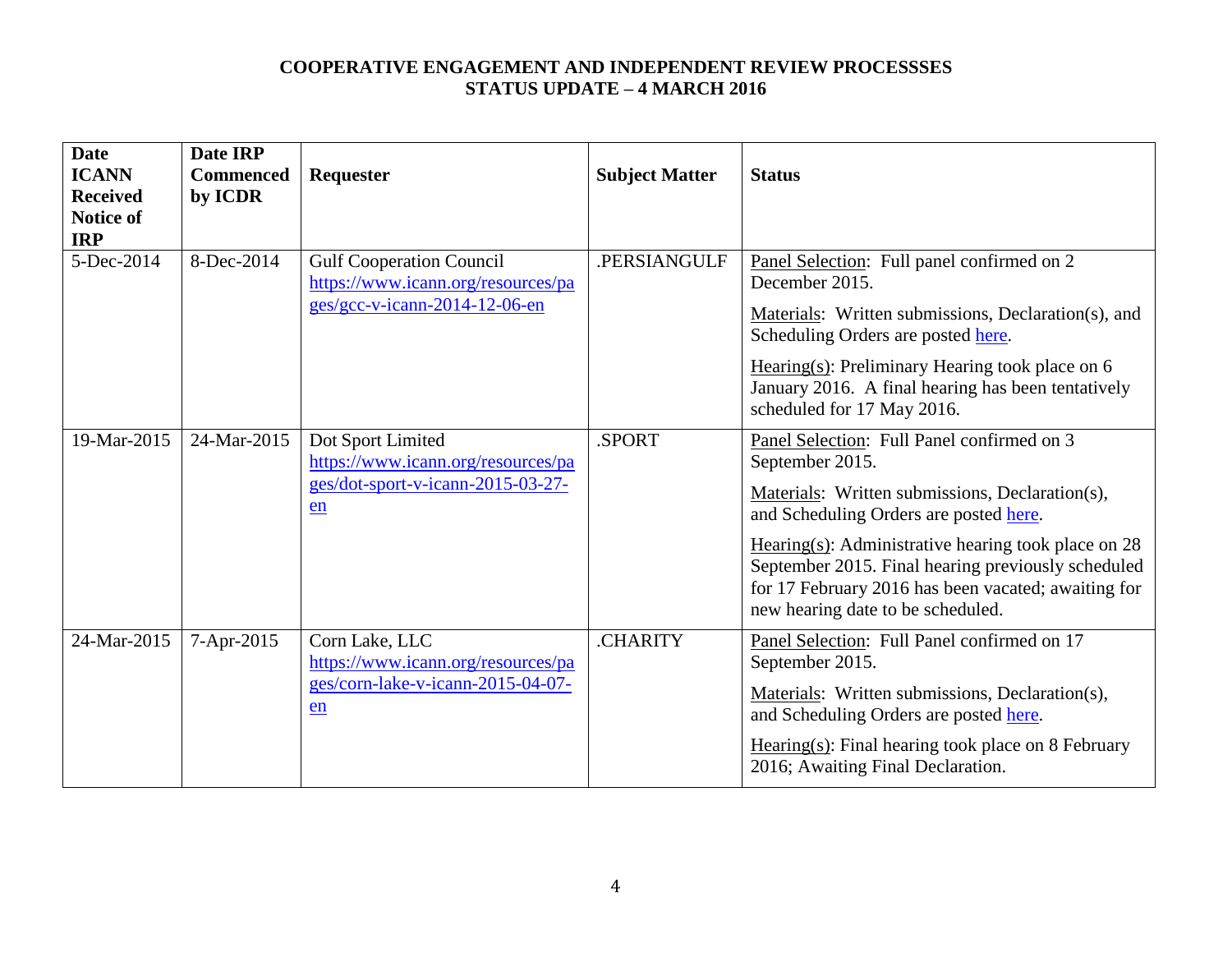**COOPERATIVE ENGAGEMENT AND INDEPENDENT REVIEW PROCESSSES**
**STATUS UPDATE – 4 MARCH 2016**

| Date ICANN Received Notice of IRP | Date IRP Commenced by ICDR | Requester | Subject Matter | Status |
|---|---|---|---|---|
| 5-Dec-2014 | 8-Dec-2014 | Gulf Cooperation Council https://www.icann.org/resources/pages/gcc-v-icann-2014-12-06-en | .PERSIANGULF | Panel Selection: Full panel confirmed on 2 December 2015.<br><br>Materials: Written submissions, Declaration(s), and Scheduling Orders are posted here.<br><br>Hearing(s): Preliminary Hearing took place on 6 January 2016. A final hearing has been tentatively scheduled for 17 May 2016. |
| 19-Mar-2015 | 24-Mar-2015 | Dot Sport Limited https://www.icann.org/resources/pages/dot-sport-v-icann-2015-03-27-en | .SPORT | Panel Selection: Full Panel confirmed on 3 September 2015.<br><br>Materials: Written submissions, Declaration(s), and Scheduling Orders are posted here.<br><br>Hearing(s): Administrative hearing took place on 28 September 2015. Final hearing previously scheduled for 17 February 2016 has been vacated; awaiting for new hearing date to be scheduled. |
| 24-Mar-2015 | 7-Apr-2015 | Corn Lake, LLC https://www.icann.org/resources/pages/corn-lake-v-icann-2015-04-07-en | .CHARITY | Panel Selection: Full Panel confirmed on 17 September 2015.<br><br>Materials: Written submissions, Declaration(s), and Scheduling Orders are posted here.<br><br>Hearing(s): Final hearing took place on 8 February 2016; Awaiting Final Declaration. |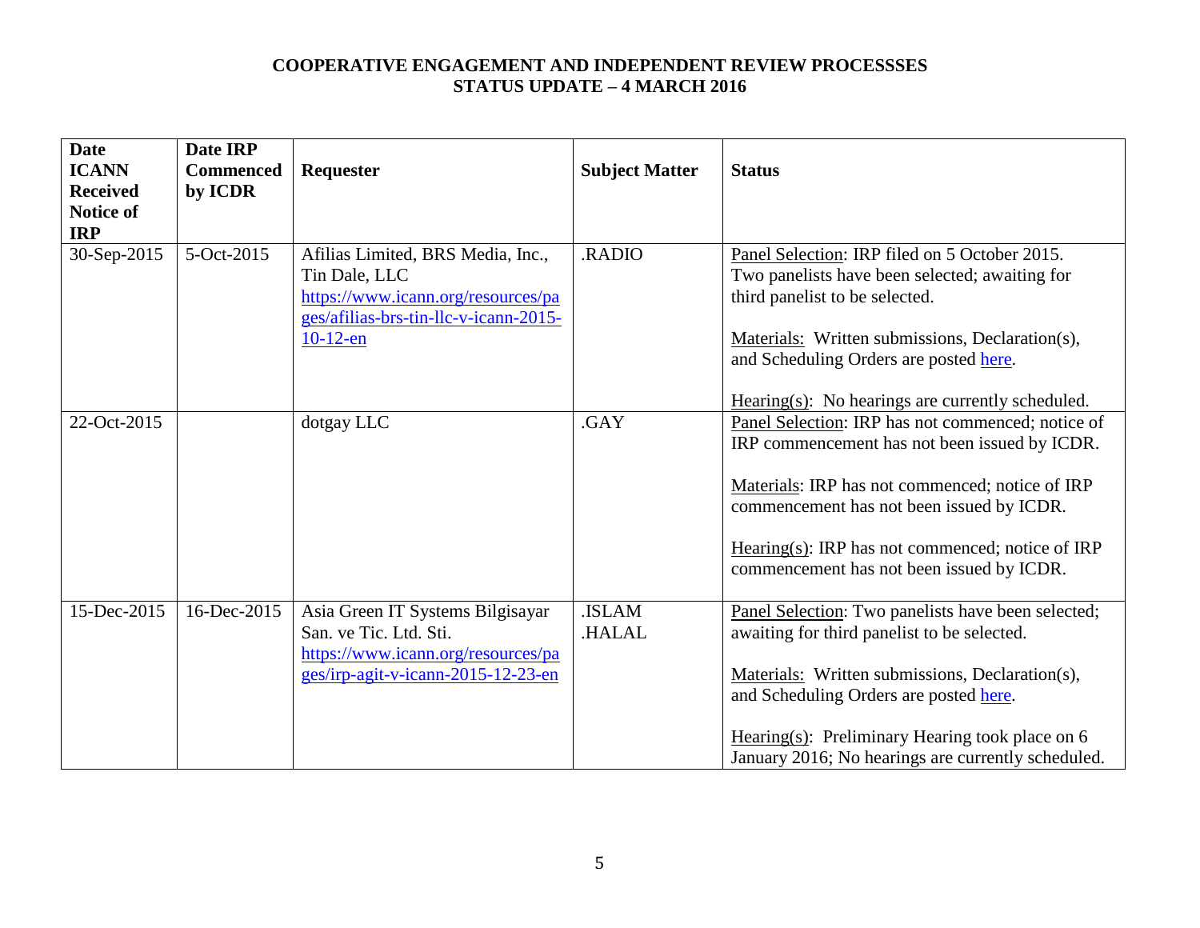**COOPERATIVE ENGAGEMENT AND INDEPENDENT REVIEW PROCESSSES**
**STATUS UPDATE – 4 MARCH 2016**

| Date ICANN Received Notice of IRP | Date IRP Commenced by ICDR | Requester | Subject Matter | Status |
|---|---|---|---|---|
| 30-Sep-2015 | 5-Oct-2015 | Afilias Limited, BRS Media, Inc., Tin Dale, LLC https://www.icann.org/resources/pages/afilias-brs-tin-llc-v-icann-2015-10-12-en | .RADIO | Panel Selection: IRP filed on 5 October 2015. Two panelists have been selected; awaiting for third panelist to be selected.<br><br>Materials: Written submissions, Declaration(s), and Scheduling Orders are posted here.<br><br>Hearing(s): No hearings are currently scheduled. |
| 22-Oct-2015 | | dotgay LLC | .GAY | Panel Selection: IRP has not commenced; notice of IRP commencement has not been issued by ICDR.<br><br>Materials: IRP has not commenced; notice of IRP commencement has not been issued by ICDR.<br><br>Hearing(s): IRP has not commenced; notice of IRP commencement has not been issued by ICDR. |
| 15-Dec-2015 | 16-Dec-2015 | Asia Green IT Systems Bilgisayar San. ve Tic. Ltd. Sti. https://www.icann.org/resources/pages/irp-agit-v-icann-2015-12-23-en | .ISLAM .HALAL | Panel Selection: Two panelists have been selected; awaiting for third panelist to be selected.<br><br>Materials: Written submissions, Declaration(s), and Scheduling Orders are posted here.<br><br>Hearing(s): Preliminary Hearing took place on 6 January 2016; No hearings are currently scheduled. |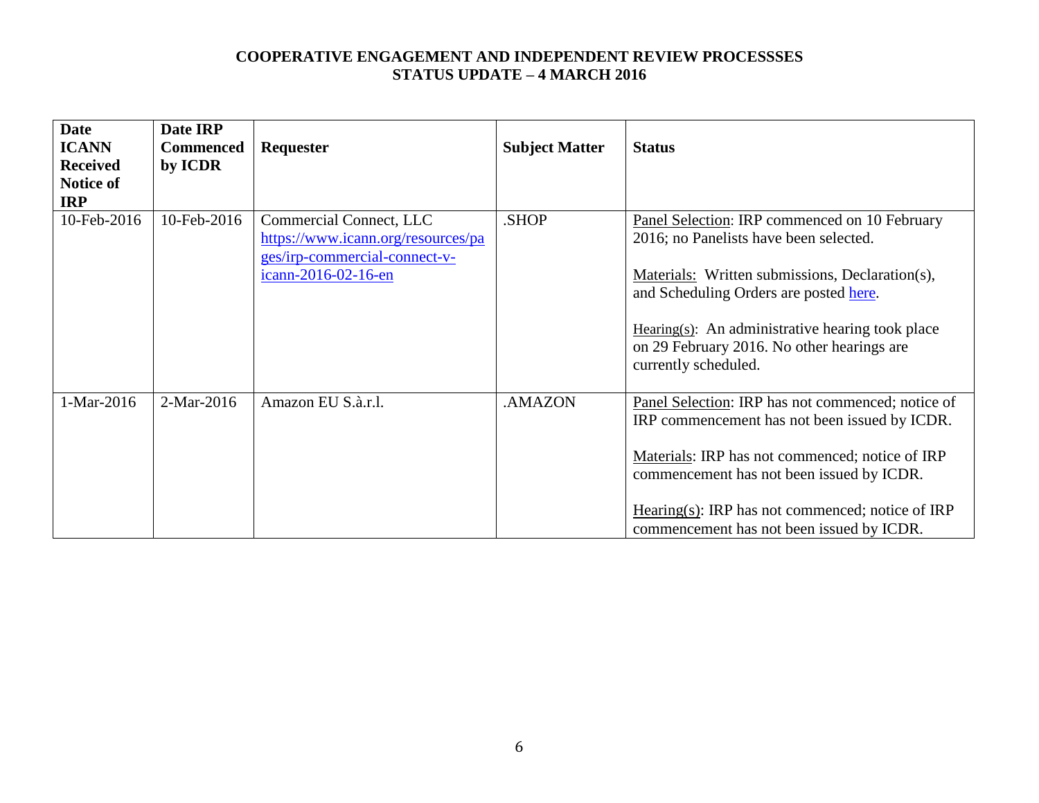**COOPERATIVE ENGAGEMENT AND INDEPENDENT REVIEW PROCESSSES**
**STATUS UPDATE – 4 MARCH 2016**

| Date ICANN Received Notice of IRP | Date IRP Commenced by ICDR | Requester | Subject Matter | Status |
|---|---|---|---|---|
| 10-Feb-2016 | 10-Feb-2016 | Commercial Connect, LLC https://www.icann.org/resources/pages/irp-commercial-connect-v-icann-2016-02-16-en | .SHOP | Panel Selection: IRP commenced on 10 February 2016; no Panelists have been selected.<br><br>Materials: Written submissions, Declaration(s), and Scheduling Orders are posted here.<br><br>Hearing(s): An administrative hearing took place on 29 February 2016. No other hearings are currently scheduled. |
| 1-Mar-2016 | 2-Mar-2016 | Amazon EU S.à.r.l. | .AMAZON | Panel Selection: IRP has not commenced; notice of IRP commencement has not been issued by ICDR.<br><br>Materials: IRP has not commenced; notice of IRP commencement has not been issued by ICDR.<br><br>Hearing(s): IRP has not commenced; notice of IRP commencement has not been issued by ICDR. |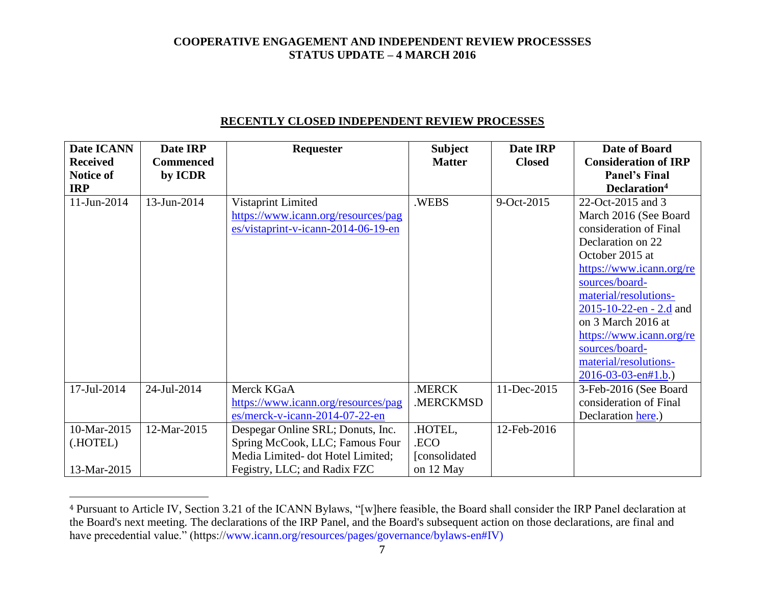COOPERATIVE ENGAGEMENT AND INDEPENDENT REVIEW PROCESSSES
STATUS UPDATE – 4 MARCH 2016

## RECENTLY CLOSED INDEPENDENT REVIEW PROCESSES

| Date ICANN Received Notice of IRP | Date IRP Commenced by ICDR | Requester | Subject Matter | Date IRP Closed | Date of Board Consideration of IRP Panel's Final Declaration[4] |
|---|---|---|---|---|---|
| 11-Jun-2014 | 13-Jun-2014 | Vistaprint Limited https://www.icann.org/resources/pages/vistaprint-v-icann-2014-06-19-en | .WEBS | 9-Oct-2015 | 22-Oct-2015 and 3 March 2016 (See Board consideration of Final Declaration on 22 October 2015 at https://www.icann.org/resources/board-material/resolutions-2015-10-22-en - 2.d and on 3 March 2016 at https://www.icann.org/resources/board-material/resolutions-2016-03-03-en#1.b.) |
| 17-Jul-2014 | 24-Jul-2014 | Merck KGaA https://www.icann.org/resources/pages/merck-v-icann-2014-07-22-en | .MERCK .MERCKMSD | 11-Dec-2015 | 3-Feb-2016 (See Board consideration of Final Declaration here.) |
| 10-Mar-2015 (.HOTEL) 13-Mar-2015 | 12-Mar-2015 | Despegar Online SRL; Donuts, Inc. Spring McCook, LLC; Famous Four Media Limited- dot Hotel Limited; Fegistry, LLC; and Radix FZC | .HOTEL, .ECO [consolidated on 12 May | 12-Feb-2016 | |

[4] Pursuant to Article IV, Section 3.21 of the ICANN Bylaws, "[w]here feasible, the Board shall consider the IRP Panel declaration at the Board's next meeting. The declarations of the IRP Panel, and the Board's subsequent action on those declarations, are final and have precedential value." (https://www.icann.org/resources/pages/governance/bylaws-en#IV)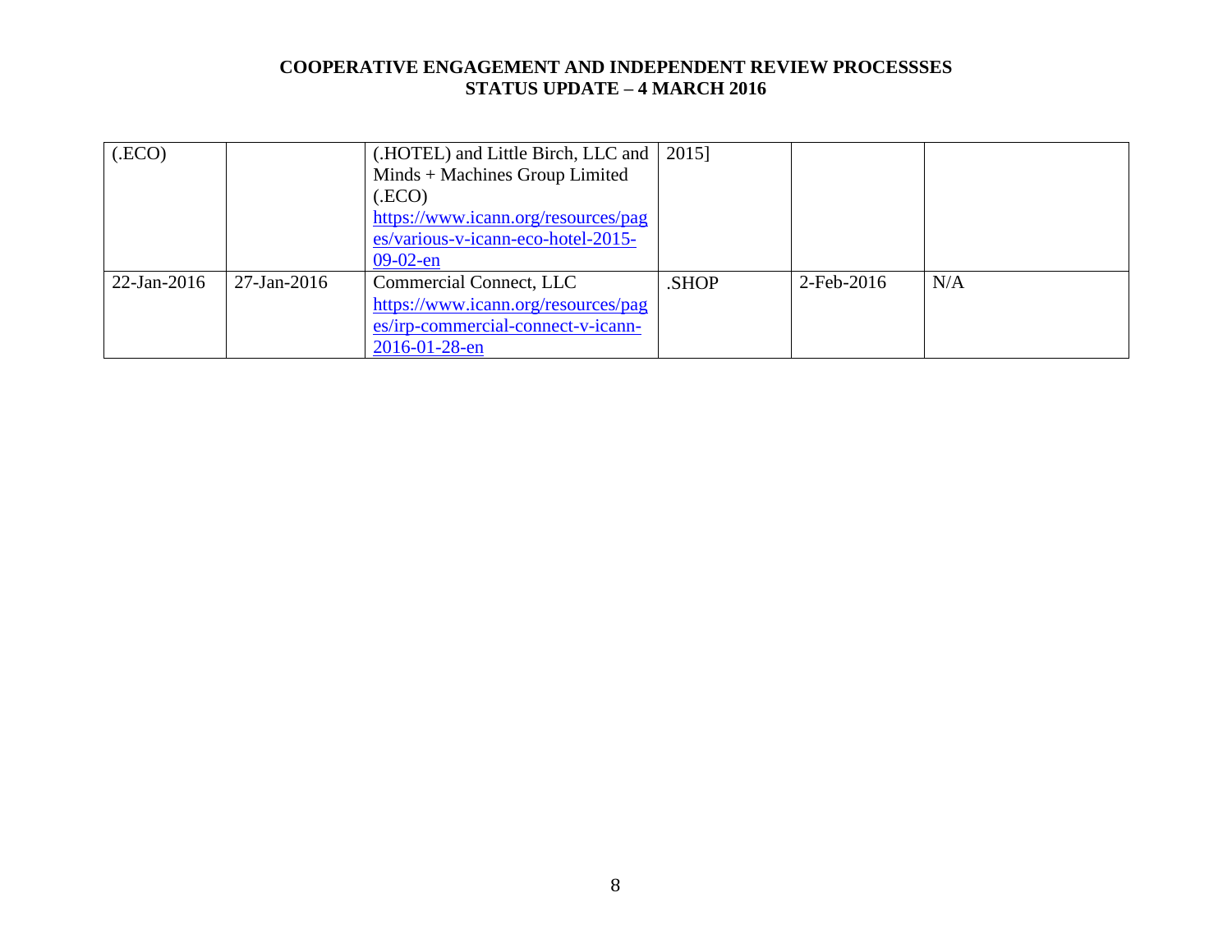# COOPERATIVE ENGAGEMENT AND INDEPENDENT REVIEW PROCESSSES
## STATUS UPDATE – 4 MARCH 2016

| | | | | | |
|---|---|---|---|---|---|
| (.ECO) | | (.HOTEL) and Little Birch, LLC and Minds + Machines Group Limited (.ECO) https://www.icann.org/resources/pages/various-v-icann-eco-hotel-2015-09-02-en | 2015] | | |
| 22-Jan-2016 | 27-Jan-2016 | Commercial Connect, LLC https://www.icann.org/resources/pages/irp-commercial-connect-v-icann-2016-01-28-en | .SHOP | 2-Feb-2016 | N/A |